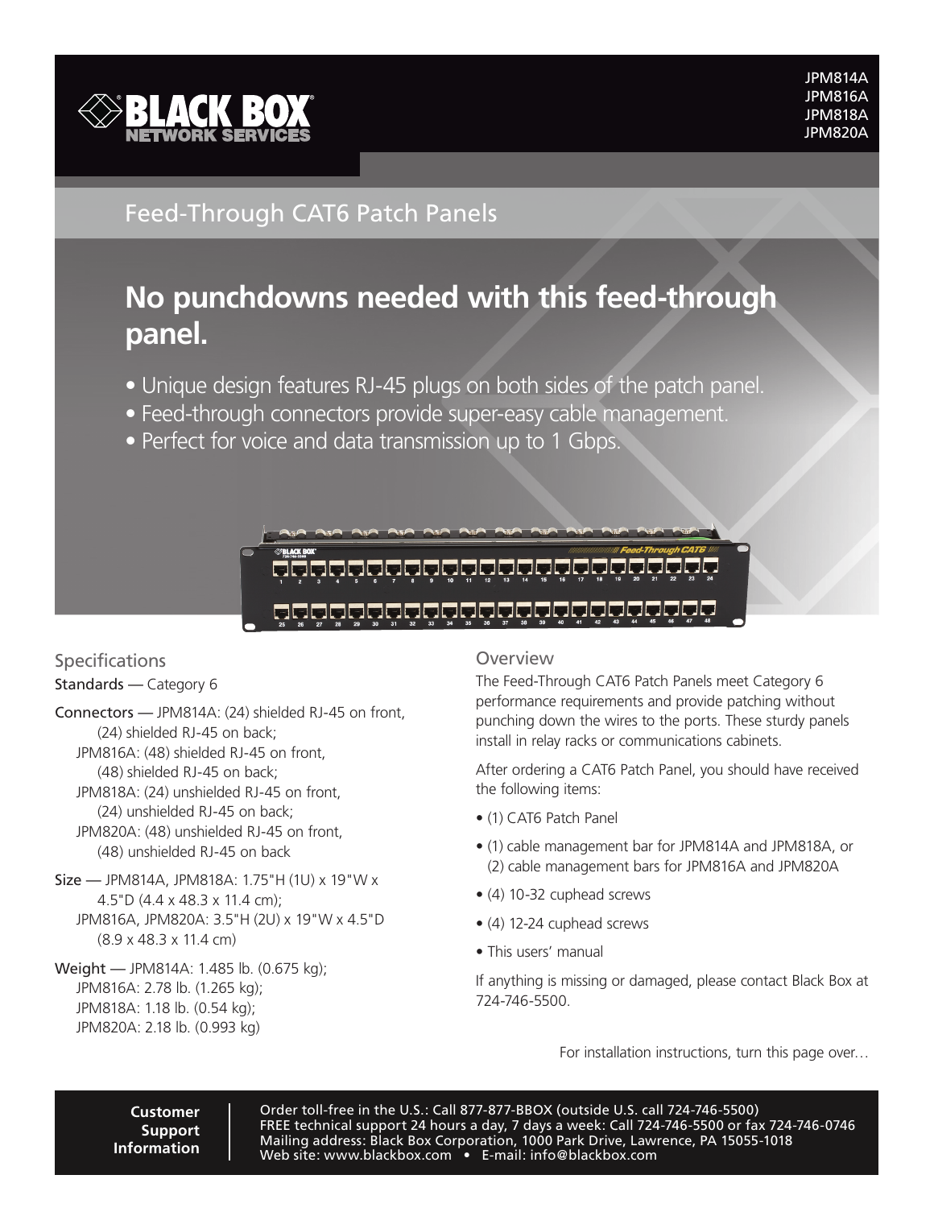JPM814A
JPM816A
JPM818A
JPM820A

# Feed-Through CAT6 Patch Panels

## No punchdowns needed with this feed-through panel.

- Unique design features RJ-45 plugs on both sides of the patch panel.
- Feed-through connectors provide super-easy cable management.
- Perfect for voice and data transmission up to 1 Gbps.

## Specifications

**Standards** — Category 6

**Connectors** — JPM814A: (24) shielded RJ-45 on front, (24) shielded RJ-45 on back;
JPM816A: (48) shielded RJ-45 on front, (48) shielded RJ-45 on back;
JPM818A: (24) unshielded RJ-45 on front, (24) unshielded RJ-45 on back;
JPM820A: (48) unshielded RJ-45 on front, (48) unshielded RJ-45 on back

**Size** — JPM814A, JPM818A: 1.75"H (1U) x 19"W x 4.5"D (4.4 x 48.3 x 11.4 cm);
JPM816A, JPM820A: 3.5"H (2U) x 19"W x 4.5"D (8.9 x 48.3 x 11.4 cm)

**Weight** — JPM814A: 1.485 lb. (0.675 kg);
JPM816A: 2.78 lb. (1.265 kg);
JPM818A: 1.18 lb. (0.54 kg);
JPM820A: 2.18 lb. (0.993 kg)

## Overview

The Feed-Through CAT6 Patch Panels meet Category 6 performance requirements and provide patching without punching down the wires to the ports. These sturdy panels install in relay racks or communications cabinets.

After ordering a CAT6 Patch Panel, you should have received the following items:

- (1) CAT6 Patch Panel
- (1) cable management bar for JPM814A and JPM818A, or (2) cable management bars for JPM816A and JPM820A
- (4) 10-32 cuphead screws
- (4) 12-24 cuphead screws
- This users' manual

If anything is missing or damaged, please contact Black Box at 724-746-5500.

For installation instructions, turn this page over…

**Customer Support Information**

Order toll-free in the U.S.: Call 877-877-BBOX (outside U.S. call 724-746-5500)
FREE technical support 24 hours a day, 7 days a week: Call 724-746-5500 or fax 724-746-0746
Mailing address: Black Box Corporation, 1000 Park Drive, Lawrence, PA 15055-1018
Web site: www.blackbox.com • E-mail: info@blackbox.com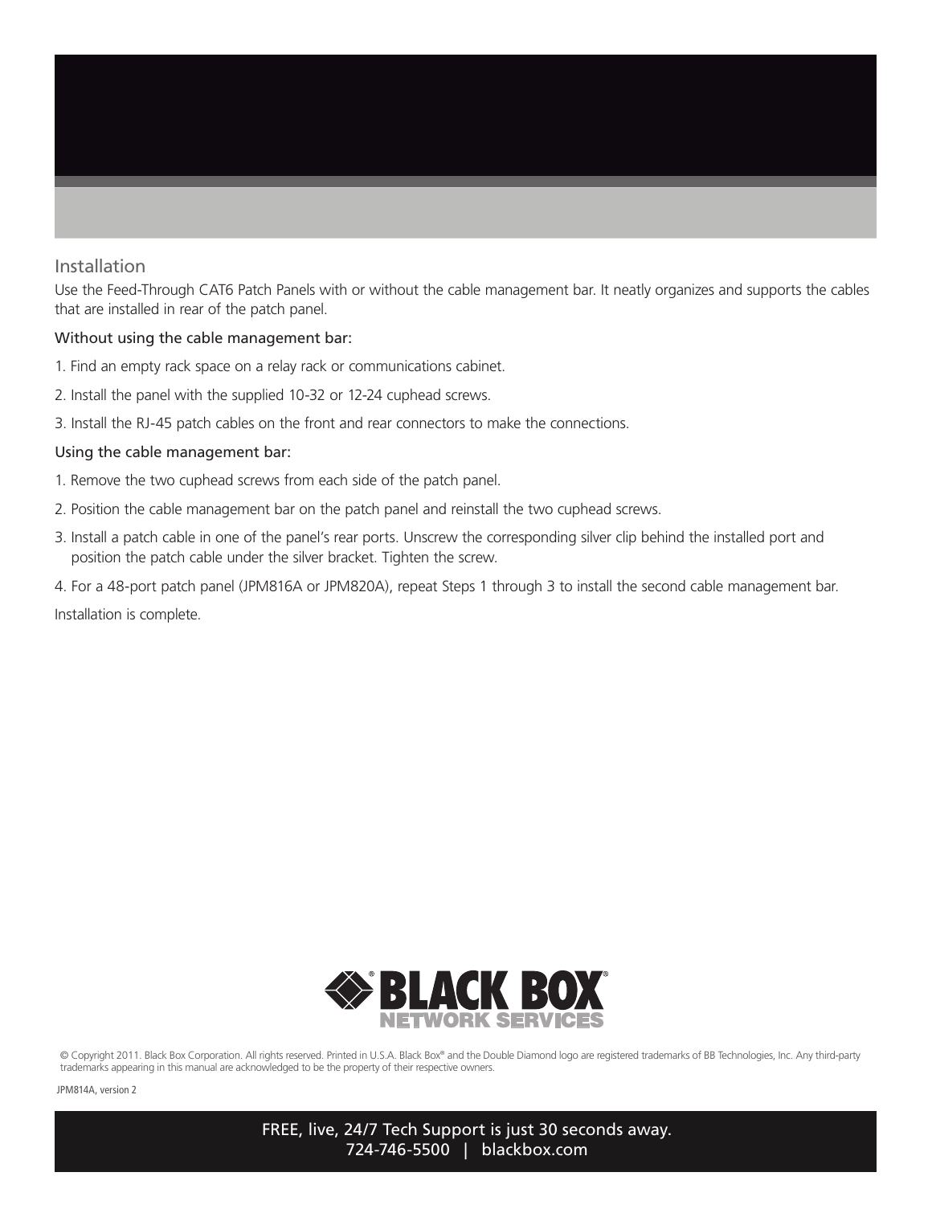## Installation

Use the Feed-Through CAT6 Patch Panels with or without the cable management bar. It neatly organizes and supports the cables that are installed in rear of the patch panel.

### Without using the cable management bar:

1. Find an empty rack space on a relay rack or communications cabinet.
2. Install the panel with the supplied 10-32 or 12-24 cuphead screws.
3. Install the RJ-45 patch cables on the front and rear connectors to make the connections.

### Using the cable management bar:

1. Remove the two cuphead screws from each side of the patch panel.
2. Position the cable management bar on the patch panel and reinstall the two cuphead screws.
3. Install a patch cable in one of the panel's rear ports. Unscrew the corresponding silver clip behind the installed port and position the patch cable under the silver bracket. Tighten the screw.
4. For a 48-port patch panel (JPM816A or JPM820A), repeat Steps 1 through 3 to install the second cable management bar.

Installation is complete.

BLACK BOX NETWORK SERVICES

© Copyright 2011. Black Box Corporation. All rights reserved. Printed in U.S.A. Black Box® and the Double Diamond logo are registered trademarks of BB Technologies, Inc. Any third-party trademarks appearing in this manual are acknowledged to be the property of their respective owners.

JPM814A, version 2

FREE, live, 24/7 Tech Support is just 30 seconds away.
724-746-5500 | blackbox.com